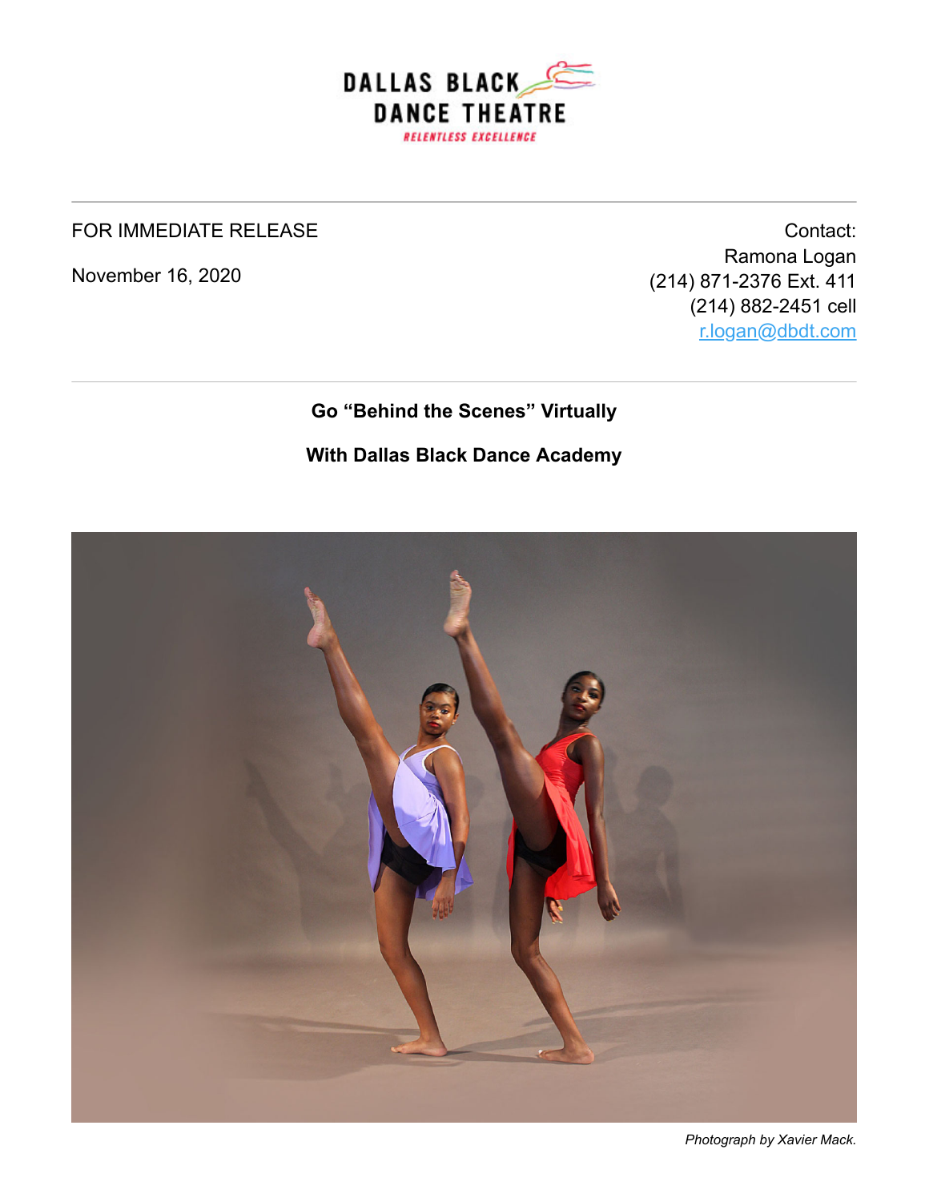DALLAS BLACK DANCE THEATRE

RELENTLESS EXCELLENCE

---

FOR IMMEDIATE RELEASE

November 16, 2020

Contact:
Ramona Logan
(214) 871-2376 Ext. 411
(214) 882-2451 cell
r.logan@dbdt.com

---

**Go "Behind the Scenes" Virtually**

**With Dallas Black Dance Academy**

*Photograph by Xavier Mack.*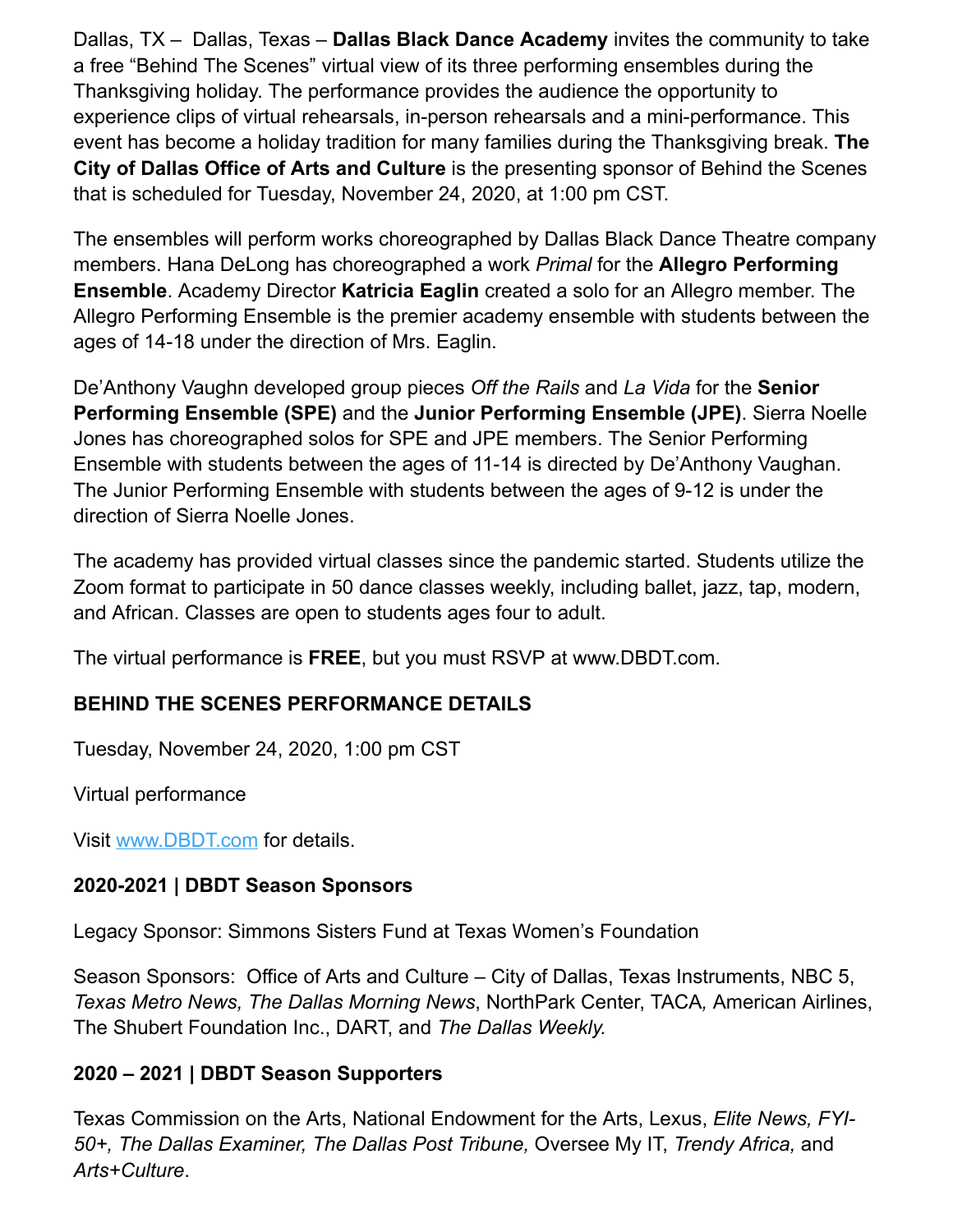Dallas, TX – Dallas, Texas – **Dallas Black Dance Academy** invites the community to take a free "Behind The Scenes" virtual view of its three performing ensembles during the Thanksgiving holiday. The performance provides the audience the opportunity to experience clips of virtual rehearsals, in-person rehearsals and a mini-performance. This event has become a holiday tradition for many families during the Thanksgiving break. **The City of Dallas Office of Arts and Culture** is the presenting sponsor of Behind the Scenes that is scheduled for Tuesday, November 24, 2020, at 1:00 pm CST.

The ensembles will perform works choreographed by Dallas Black Dance Theatre company members. Hana DeLong has choreographed a work *Primal* for the **Allegro Performing Ensemble**. Academy Director **Katricia Eaglin** created a solo for an Allegro member. The Allegro Performing Ensemble is the premier academy ensemble with students between the ages of 14-18 under the direction of Mrs. Eaglin.

De'Anthony Vaughn developed group pieces *Off the Rails* and *La Vida* for the **Senior Performing Ensemble (SPE)** and the **Junior Performing Ensemble (JPE)**. Sierra Noelle Jones has choreographed solos for SPE and JPE members. The Senior Performing Ensemble with students between the ages of 11-14 is directed by De'Anthony Vaughan. The Junior Performing Ensemble with students between the ages of 9-12 is under the direction of Sierra Noelle Jones.

The academy has provided virtual classes since the pandemic started. Students utilize the Zoom format to participate in 50 dance classes weekly, including ballet, jazz, tap, modern, and African. Classes are open to students ages four to adult.

The virtual performance is **FREE**, but you must RSVP at www.DBDT.com.

**BEHIND THE SCENES PERFORMANCE DETAILS**

Tuesday, November 24, 2020, 1:00 pm CST

Virtual performance

Visit [www.DBDT.com](http://www.DBDT.com) for details.

**2020-2021 | DBDT Season Sponsors**

Legacy Sponsor: Simmons Sisters Fund at Texas Women's Foundation

Season Sponsors: Office of Arts and Culture – City of Dallas, Texas Instruments, NBC 5, *Texas Metro News, The Dallas Morning News*, NorthPark Center, TACA, American Airlines, The Shubert Foundation Inc., DART, and *The Dallas Weekly.*

**2020 – 2021 | DBDT Season Supporters**

Texas Commission on the Arts, National Endowment for the Arts, Lexus, *Elite News, FYI-50+, The Dallas Examiner, The Dallas Post Tribune,* Oversee My IT, *Trendy Africa,* and *Arts+Culture*.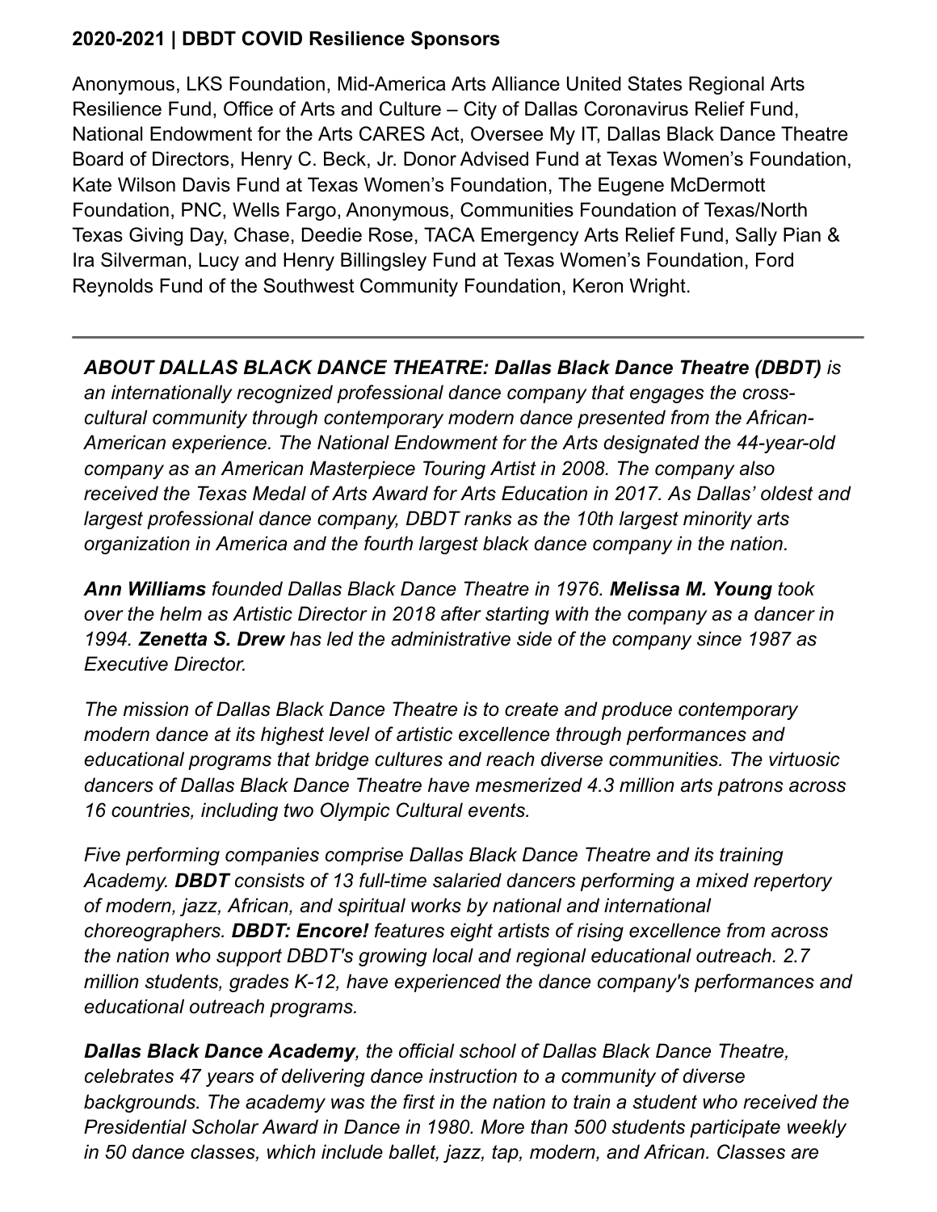**2020-2021 | DBDT COVID Resilience Sponsors**

Anonymous, LKS Foundation, Mid-America Arts Alliance United States Regional Arts Resilience Fund, Office of Arts and Culture – City of Dallas Coronavirus Relief Fund, National Endowment for the Arts CARES Act, Oversee My IT, Dallas Black Dance Theatre Board of Directors, Henry C. Beck, Jr. Donor Advised Fund at Texas Women's Foundation, Kate Wilson Davis Fund at Texas Women's Foundation, The Eugene McDermott Foundation, PNC, Wells Fargo, Anonymous, Communities Foundation of Texas/North Texas Giving Day, Chase, Deedie Rose, TACA Emergency Arts Relief Fund, Sally Pian & Ira Silverman, Lucy and Henry Billingsley Fund at Texas Women's Foundation, Ford Reynolds Fund of the Southwest Community Foundation, Keron Wright.

---

***ABOUT DALLAS BLACK DANCE THEATRE: Dallas Black Dance Theatre (DBDT)*** *is an internationally recognized professional dance company that engages the cross-cultural community through contemporary modern dance presented from the African-American experience. The National Endowment for the Arts designated the 44-year-old company as an American Masterpiece Touring Artist in 2008. The company also received the Texas Medal of Arts Award for Arts Education in 2017. As Dallas' oldest and largest professional dance company, DBDT ranks as the 10th largest minority arts organization in America and the fourth largest black dance company in the nation.*

***Ann Williams*** *founded Dallas Black Dance Theatre in 1976.* ***Melissa M. Young*** *took over the helm as Artistic Director in 2018 after starting with the company as a dancer in 1994.* ***Zenetta S. Drew*** *has led the administrative side of the company since 1987 as Executive Director.*

*The mission of Dallas Black Dance Theatre is to create and produce contemporary modern dance at its highest level of artistic excellence through performances and educational programs that bridge cultures and reach diverse communities. The virtuosic dancers of Dallas Black Dance Theatre have mesmerized 4.3 million arts patrons across 16 countries, including two Olympic Cultural events.*

*Five performing companies comprise Dallas Black Dance Theatre and its training Academy.* ***DBDT*** *consists of 13 full-time salaried dancers performing a mixed repertory of modern, jazz, African, and spiritual works by national and international choreographers.* ***DBDT: Encore!*** *features eight artists of rising excellence from across the nation who support DBDT's growing local and regional educational outreach. 2.7 million students, grades K-12, have experienced the dance company's performances and educational outreach programs.*

***Dallas Black Dance Academy****, the official school of Dallas Black Dance Theatre, celebrates 47 years of delivering dance instruction to a community of diverse backgrounds. The academy was the first in the nation to train a student who received the Presidential Scholar Award in Dance in 1980. More than 500 students participate weekly in 50 dance classes, which include ballet, jazz, tap, modern, and African. Classes are*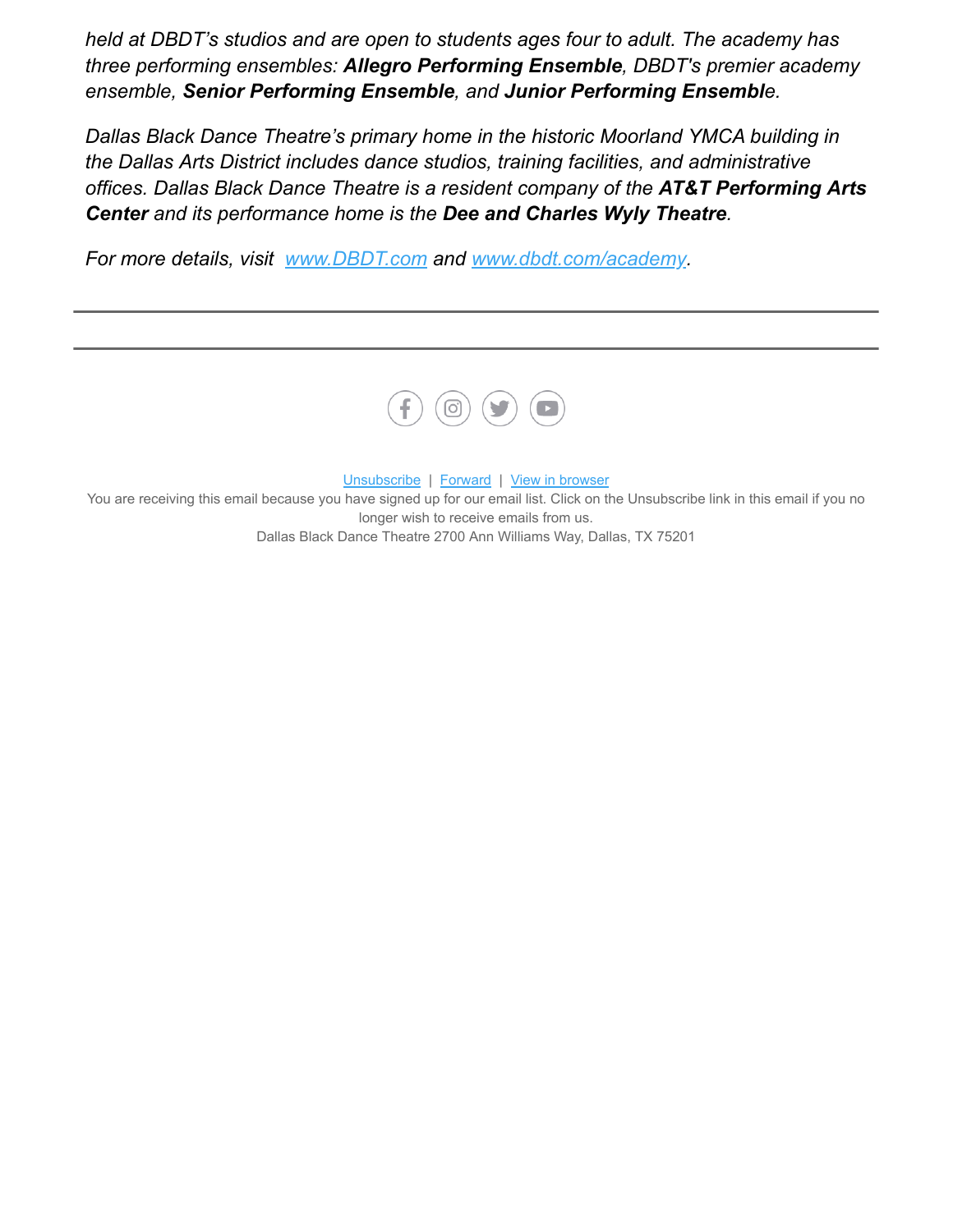*held at DBDT's studios and are open to students ages four to adult. The academy has three performing ensembles: **Allegro Performing Ensemble**, DBDT's premier academy ensemble, **Senior Performing Ensemble**, and **Junior Performing Ensemble**.*

*Dallas Black Dance Theatre's primary home in the historic Moorland YMCA building in the Dallas Arts District includes dance studios, training facilities, and administrative offices. Dallas Black Dance Theatre is a resident company of the **AT&T Performing Arts Center** and its performance home is the **Dee and Charles Wyly Theatre**.*

*For more details, visit [www.DBDT.com](http://www.DBDT.com) and [www.dbdt.com/academy](http://www.dbdt.com/academy).*

---

---

Unsubscribe | Forward | View in browser

You are receiving this email because you have signed up for our email list. Click on the Unsubscribe link in this email if you no longer wish to receive emails from us.

Dallas Black Dance Theatre 2700 Ann Williams Way, Dallas, TX 75201